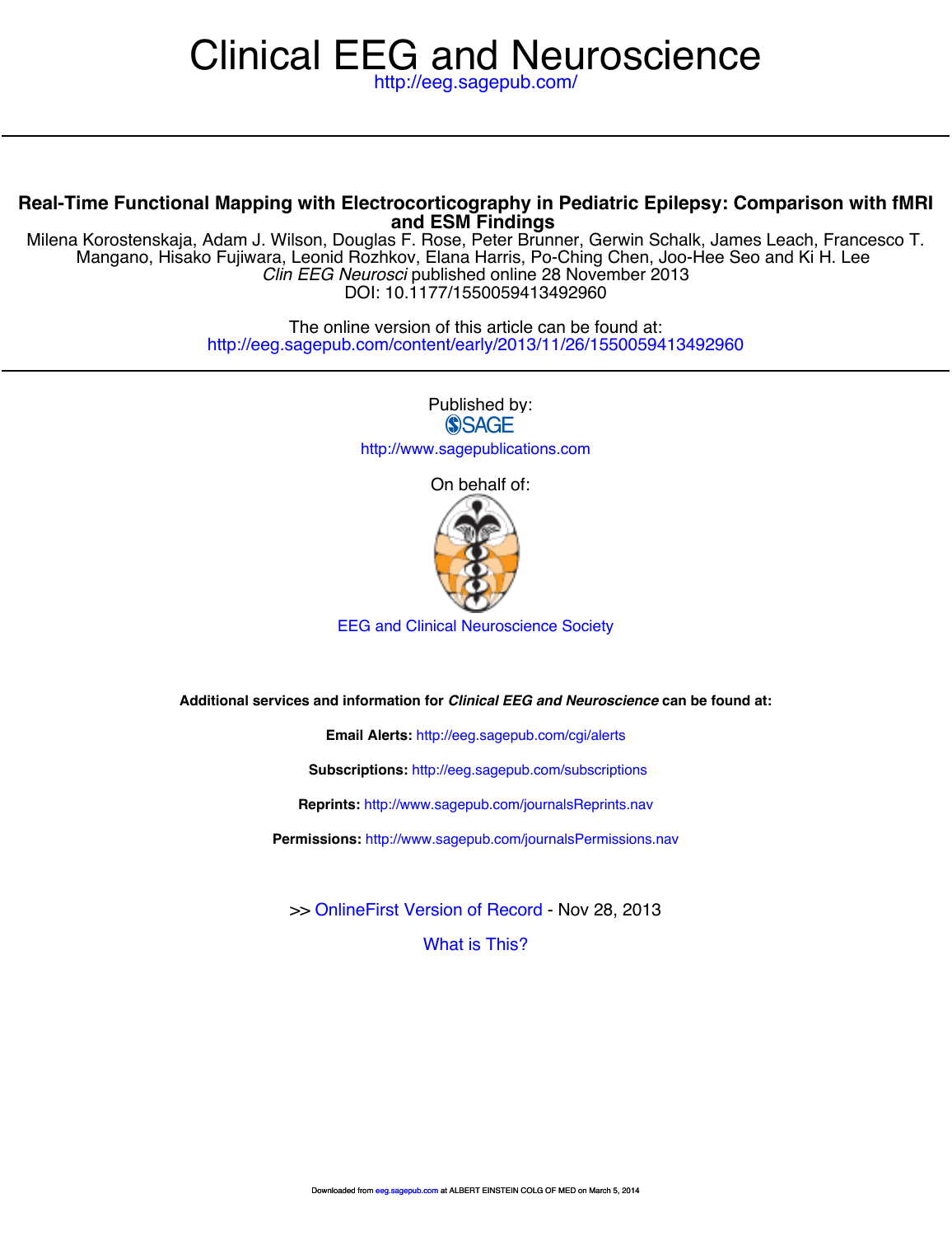# Clinical EEG and Neuroscience

http://eeg.sagepub.com/

## Real-Time Functional Mapping with Electrocorticography in Pediatric Epilepsy: Comparison with fMRI and ESM Findings

Milena Korostenskaja, Adam J. Wilson, Douglas F. Rose, Peter Brunner, Gerwin Schalk, James Leach, Francesco T. Mangano, Hisako Fujiwara, Leonid Rozhkov, Elana Harris, Po-Ching Chen, Joo-Hee Seo and Ki H. Lee

*Clin EEG Neurosci* published online 28 November 2013

DOI: 10.1177/1550059413492960

The online version of this article can be found at:
http://eeg.sagepub.com/content/early/2013/11/26/1550059413492960

Published by:

SAGE

http://www.sagepublications.com

On behalf of:

EEG and Clinical Neuroscience Society

**Additional services and information for *Clinical EEG and Neuroscience* can be found at:**

**Email Alerts:** http://eeg.sagepub.com/cgi/alerts

**Subscriptions:** http://eeg.sagepub.com/subscriptions

**Reprints:** http://www.sagepub.com/journalsReprints.nav

**Permissions:** http://www.sagepub.com/journalsPermissions.nav

>> OnlineFirst Version of Record - Nov 28, 2013

What is This?

Downloaded from eeg.sagepub.com at ALBERT EINSTEIN COLG OF MED on March 5, 2014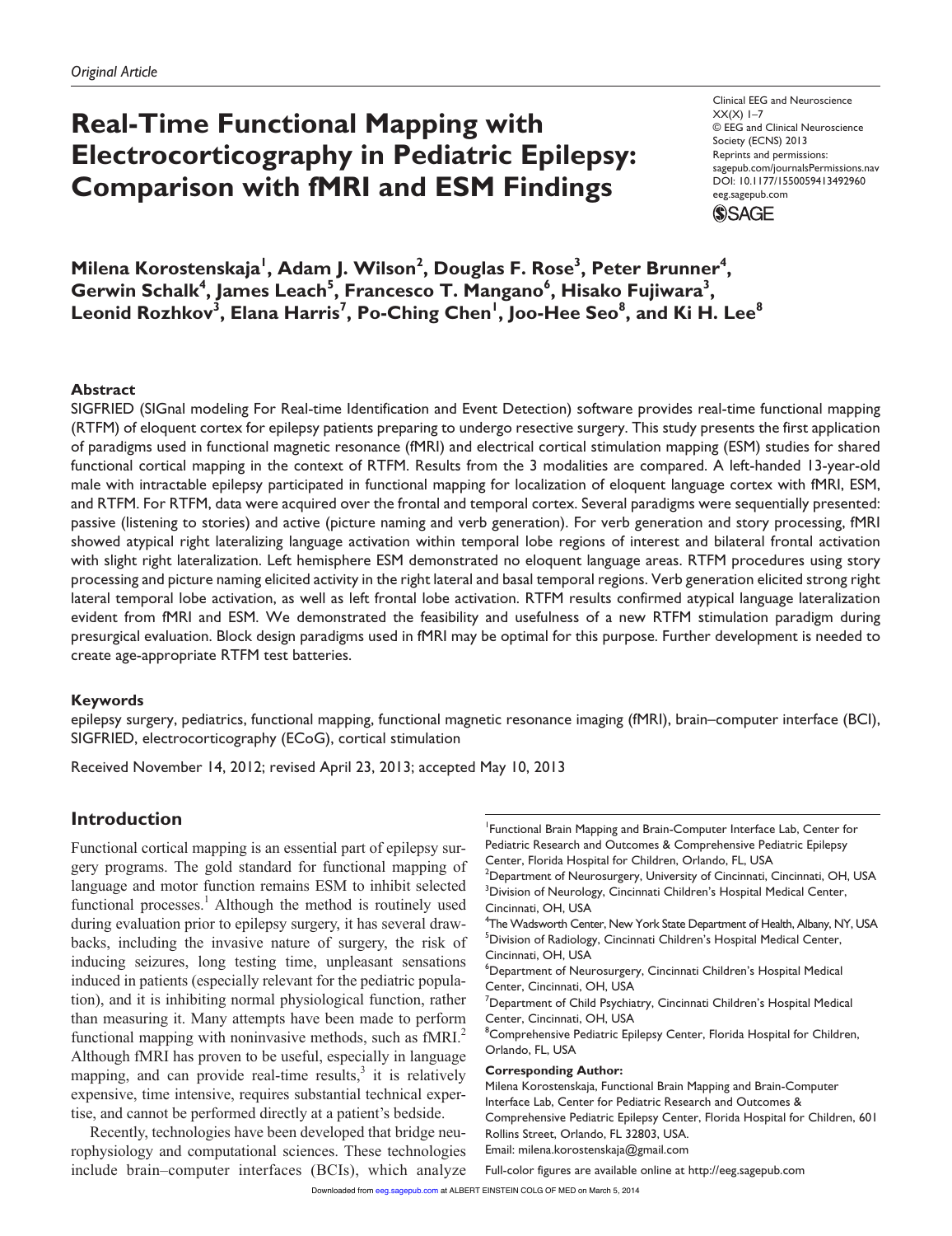*Original Article*

# Real-Time Functional Mapping with Electrocorticography in Pediatric Epilepsy: Comparison with fMRI and ESM Findings

Clinical EEG and Neuroscience
XX(X) 1–7
© EEG and Clinical Neuroscience Society (ECNS) 2013
Reprints and permissions: sagepub.com/journalsPermissions.nav
DOI: 10.1177/1550059413492960
eeg.sagepub.com

**Milena Korostenskaja[1], Adam J. Wilson[2], Douglas F. Rose[3], Peter Brunner[4], Gerwin Schalk[4], James Leach[5], Francesco T. Mangano[6], Hisako Fujiwara[3], Leonid Rozhkov[3], Elana Harris[7], Po-Ching Chen[1], Joo-Hee Seo[8], and Ki H. Lee[8]**

## Abstract

SIGFRIED (SIGnal modeling For Real-time Identification and Event Detection) software provides real-time functional mapping (RTFM) of eloquent cortex for epilepsy patients preparing to undergo resective surgery. This study presents the first application of paradigms used in functional magnetic resonance (fMRI) and electrical cortical stimulation mapping (ESM) studies for shared functional cortical mapping in the context of RTFM. Results from the 3 modalities are compared. A left-handed 13-year-old male with intractable epilepsy participated in functional mapping for localization of eloquent language cortex with fMRI, ESM, and RTFM. For RTFM, data were acquired over the frontal and temporal cortex. Several paradigms were sequentially presented: passive (listening to stories) and active (picture naming and verb generation). For verb generation and story processing, fMRI showed atypical right lateralizing language activation within temporal lobe regions of interest and bilateral frontal activation with slight right lateralization. Left hemisphere ESM demonstrated no eloquent language areas. RTFM procedures using story processing and picture naming elicited activity in the right lateral and basal temporal regions. Verb generation elicited strong right lateral temporal lobe activation, as well as left frontal lobe activation. RTFM results confirmed atypical language lateralization evident from fMRI and ESM. We demonstrated the feasibility and usefulness of a new RTFM stimulation paradigm during presurgical evaluation. Block design paradigms used in fMRI may be optimal for this purpose. Further development is needed to create age-appropriate RTFM test batteries.

### Keywords

epilepsy surgery, pediatrics, functional mapping, functional magnetic resonance imaging (fMRI), brain–computer interface (BCI), SIGFRIED, electrocorticography (ECoG), cortical stimulation

Received November 14, 2012; revised April 23, 2013; accepted May 10, 2013

## Introduction

Functional cortical mapping is an essential part of epilepsy surgery programs. The gold standard for functional mapping of language and motor function remains ESM to inhibit selected functional processes.[1] Although the method is routinely used during evaluation prior to epilepsy surgery, it has several drawbacks, including the invasive nature of surgery, the risk of inducing seizures, long testing time, unpleasant sensations induced in patients (especially relevant for the pediatric population), and it is inhibiting normal physiological function, rather than measuring it. Many attempts have been made to perform functional mapping with noninvasive methods, such as fMRI.[2] Although fMRI has proven to be useful, especially in language mapping, and can provide real-time results,[3] it is relatively expensive, time intensive, requires substantial technical expertise, and cannot be performed directly at a patient's bedside.

Recently, technologies have been developed that bridge neurophysiology and computational sciences. These technologies include brain–computer interfaces (BCIs), which analyze

[1]Functional Brain Mapping and Brain-Computer Interface Lab, Center for Pediatric Research and Outcomes & Comprehensive Pediatric Epilepsy Center, Florida Hospital for Children, Orlando, FL, USA
[2]Department of Neurosurgery, University of Cincinnati, Cincinnati, OH, USA
[3]Division of Neurology, Cincinnati Children's Hospital Medical Center, Cincinnati, OH, USA
[4]The Wadsworth Center, New York State Department of Health, Albany, NY, USA
[5]Division of Radiology, Cincinnati Children's Hospital Medical Center, Cincinnati, OH, USA
[6]Department of Neurosurgery, Cincinnati Children's Hospital Medical Center, Cincinnati, OH, USA
[7]Department of Child Psychiatry, Cincinnati Children's Hospital Medical Center, Cincinnati, OH, USA
[8]Comprehensive Pediatric Epilepsy Center, Florida Hospital for Children, Orlando, FL, USA

**Corresponding Author:**
Milena Korostenskaja, Functional Brain Mapping and Brain-Computer Interface Lab, Center for Pediatric Research and Outcomes & Comprehensive Pediatric Epilepsy Center, Florida Hospital for Children, 601 Rollins Street, Orlando, FL 32803, USA.
Email: milena.korostenskaja@gmail.com

Full-color figures are available online at http://eeg.sagepub.com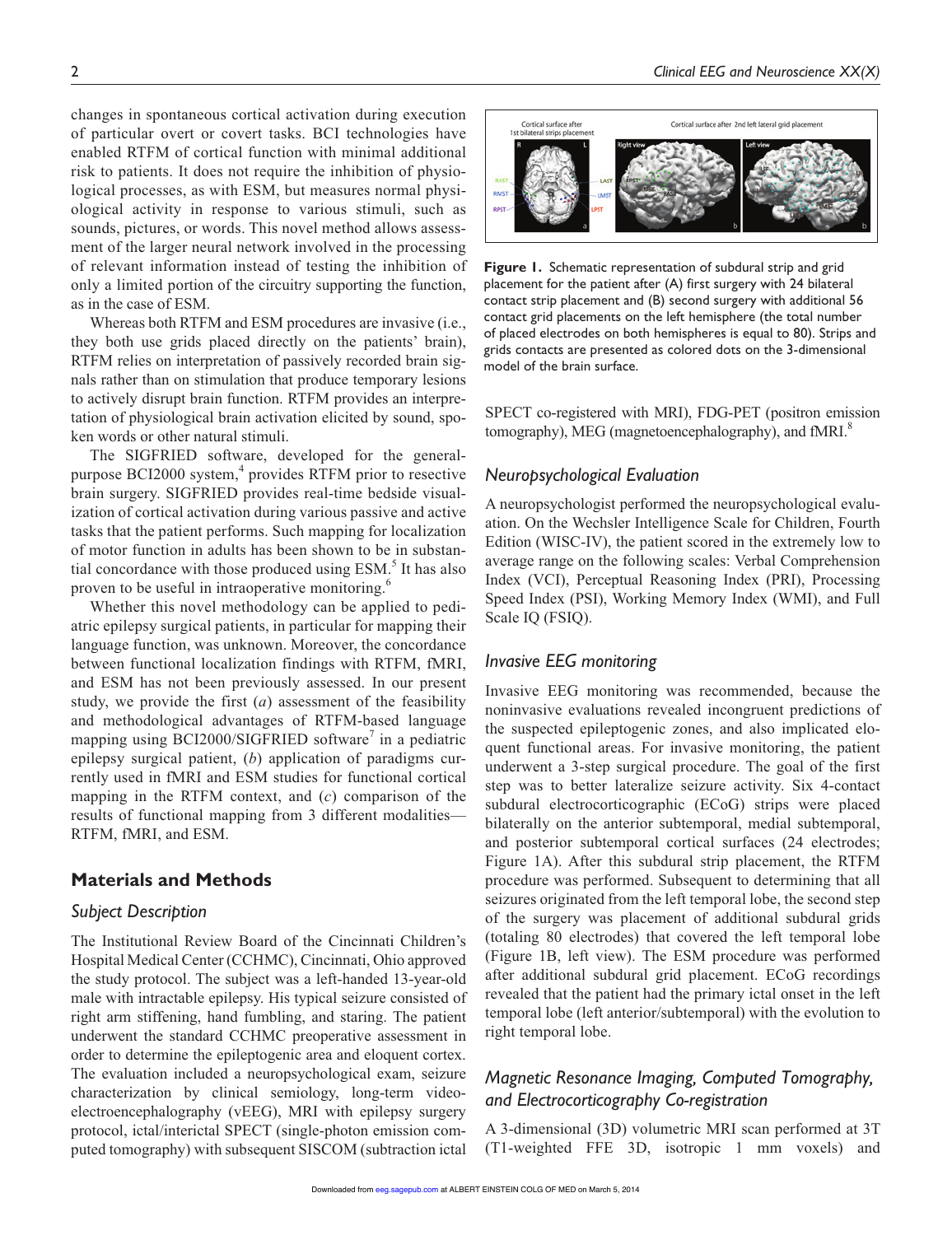changes in spontaneous cortical activation during execution of particular overt or covert tasks. BCI technologies have enabled RTFM of cortical function with minimal additional risk to patients. It does not require the inhibition of physiological processes, as with ESM, but measures normal physiological activity in response to various stimuli, such as sounds, pictures, or words. This novel method allows assessment of the larger neural network involved in the processing of relevant information instead of testing the inhibition of only a limited portion of the circuitry supporting the function, as in the case of ESM.

Whereas both RTFM and ESM procedures are invasive (i.e., they both use grids placed directly on the patients' brain), RTFM relies on interpretation of passively recorded brain signals rather than on stimulation that produce temporary lesions to actively disrupt brain function. RTFM provides an interpretation of physiological brain activation elicited by sound, spoken words or other natural stimuli.

The SIGFRIED software, developed for the general-purpose BCI2000 system,[4] provides RTFM prior to resective brain surgery. SIGFRIED provides real-time bedside visualization of cortical activation during various passive and active tasks that the patient performs. Such mapping for localization of motor function in adults has been shown to be in substantial concordance with those produced using ESM.[5] It has also proven to be useful in intraoperative monitoring.[6]

Whether this novel methodology can be applied to pediatric epilepsy surgical patients, in particular for mapping their language function, was unknown. Moreover, the concordance between functional localization findings with RTFM, fMRI, and ESM has not been previously assessed. In our present study, we provide the first (*a*) assessment of the feasibility and methodological advantages of RTFM-based language mapping using BCI2000/SIGFRIED software[7] in a pediatric epilepsy surgical patient, (*b*) application of paradigms currently used in fMRI and ESM studies for functional cortical mapping in the RTFM context, and (*c*) comparison of the results of functional mapping from 3 different modalities—RTFM, fMRI, and ESM.

## Materials and Methods

### *Subject Description*

The Institutional Review Board of the Cincinnati Children's Hospital Medical Center (CCHMC), Cincinnati, Ohio approved the study protocol. The subject was a left-handed 13-year-old male with intractable epilepsy. His typical seizure consisted of right arm stiffening, hand fumbling, and staring. The patient underwent the standard CCHMC preoperative assessment in order to determine the epileptogenic area and eloquent cortex. The evaluation included a neuropsychological exam, seizure characterization by clinical semiology, long-term video-electroencephalography (vEEG), MRI with epilepsy surgery protocol, ictal/interictal SPECT (single-photon emission computed tomography) with subsequent SISCOM (subtraction ictal SPECT co-registered with MRI), FDG-PET (positron emission tomography), MEG (magnetoencephalography), and fMRI.[8]

Cortical surface after 1st bilateral strips placement

R L

RAST RMST RPST LAST LMST LPST

a

Cortical surface after 2nd left lateral grid placement

Right view

Left view

b b

**Figure 1.** Schematic representation of subdural strip and grid placement for the patient after (A) first surgery with 24 bilateral contact strip placement and (B) second surgery with additional 56 contact grid placements on the left hemisphere (the total number of placed electrodes on both hemispheres is equal to 80). Strips and grids contacts are presented as colored dots on the 3-dimensional model of the brain surface.

### *Neuropsychological Evaluation*

A neuropsychologist performed the neuropsychological evaluation. On the Wechsler Intelligence Scale for Children, Fourth Edition (WISC-IV), the patient scored in the extremely low to average range on the following scales: Verbal Comprehension Index (VCI), Perceptual Reasoning Index (PRI), Processing Speed Index (PSI), Working Memory Index (WMI), and Full Scale IQ (FSIQ).

### *Invasive EEG monitoring*

Invasive EEG monitoring was recommended, because the noninvasive evaluations revealed incongruent predictions of the suspected epileptogenic zones, and also implicated eloquent functional areas. For invasive monitoring, the patient underwent a 3-step surgical procedure. The goal of the first step was to better lateralize seizure activity. Six 4-contact subdural electrocorticographic (ECoG) strips were placed bilaterally on the anterior subtemporal, medial subtemporal, and posterior subtemporal cortical surfaces (24 electrodes; Figure 1A). After this subdural strip placement, the RTFM procedure was performed. Subsequent to determining that all seizures originated from the left temporal lobe, the second step of the surgery was placement of additional subdural grids (totaling 80 electrodes) that covered the left temporal lobe (Figure 1B, left view). The ESM procedure was performed after additional subdural grid placement. ECoG recordings revealed that the patient had the primary ictal onset in the left temporal lobe (left anterior/subtemporal) with the evolution to right temporal lobe.

### *Magnetic Resonance Imaging, Computed Tomography, and Electrocorticography Co-registration*

A 3-dimensional (3D) volumetric MRI scan performed at 3T (T1-weighted FFE 3D, isotropic 1 mm voxels) and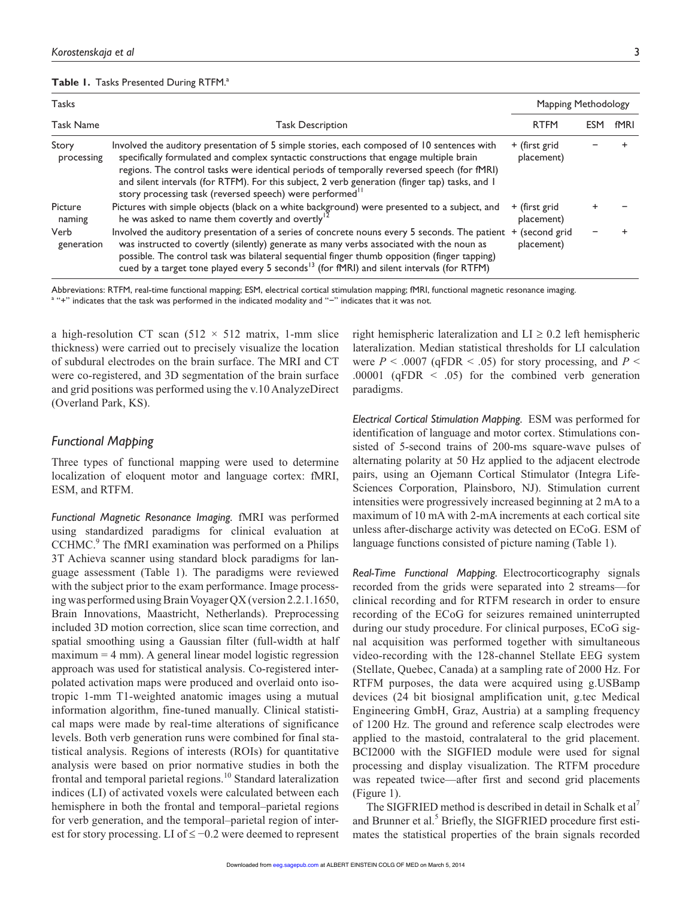**Table 1.** Tasks Presented During RTFM.[a]

| Tasks | | Mapping Methodology | | |
|---|---|---|---|---|
| Task Name | Task Description | RTFM | ESM | fMRI |
| Story processing | Involved the auditory presentation of 5 simple stories, each composed of 10 sentences with specifically formulated and complex syntactic constructions that engage multiple brain regions. The control tasks were identical periods of temporally reversed speech (for fMRI) and silent intervals (for RTFM). For this subject, 2 verb generation (finger tap) tasks, and 1 story processing task (reversed speech) were performed[11] | + (first grid placement) | − | + |
| Picture naming | Pictures with simple objects (black on a white background) were presented to a subject, and he was asked to name them covertly and overtly[12] | + (first grid placement) | + | − |
| Verb generation | Involved the auditory presentation of a series of concrete nouns every 5 seconds. The patient was instructed to covertly (silently) generate as many verbs associated with the noun as possible. The control task was bilateral sequential finger thumb opposition (finger tapping) cued by a target tone played every 5 seconds[13] (for fMRI) and silent intervals (for RTFM) | + (second grid placement) | − | + |

Abbreviations: RTFM, real-time functional mapping; ESM, electrical cortical stimulation mapping; fMRI, functional magnetic resonance imaging.
[a] "+" indicates that the task was performed in the indicated modality and "−" indicates that it was not.

a high-resolution CT scan ($512 \times 512$ matrix, 1-mm slice thickness) were carried out to precisely visualize the location of subdural electrodes on the brain surface. The MRI and CT were co-registered, and 3D segmentation of the brain surface and grid positions was performed using the v.10 AnalyzeDirect (Overland Park, KS).

## Functional Mapping

Three types of functional mapping were used to determine localization of eloquent motor and language cortex: fMRI, ESM, and RTFM.

*Functional Magnetic Resonance Imaging.* fMRI was performed using standardized paradigms for clinical evaluation at CCHMC.[9] The fMRI examination was performed on a Philips 3T Achieva scanner using standard block paradigms for language assessment (Table 1). The paradigms were reviewed with the subject prior to the exam performance. Image processing was performed using Brain Voyager QX (version 2.2.1.1650, Brain Innovations, Maastricht, Netherlands). Preprocessing included 3D motion correction, slice scan time correction, and spatial smoothing using a Gaussian filter (full-width at half maximum = 4 mm). A general linear model logistic regression approach was used for statistical analysis. Co-registered interpolated activation maps were produced and overlaid onto isotropic 1-mm T1-weighted anatomic images using a mutual information algorithm, fine-tuned manually. Clinical statistical maps were made by real-time alterations of significance levels. Both verb generation runs were combined for final statistical analysis. Regions of interests (ROIs) for quantitative analysis were based on prior normative studies in both the frontal and temporal parietal regions.[10] Standard lateralization indices (LI) of activated voxels were calculated between each hemisphere in both the frontal and temporal–parietal regions for verb generation, and the temporal–parietal region of interest for story processing. LI of $\leq -0.2$ were deemed to represent right hemispheric lateralization and LI $\geq 0.2$ left hemispheric lateralization. Median statistical thresholds for LI calculation were $P < .0007$ (qFDR $< .05$) for story processing, and $P < .00001$ (qFDR $< .05$) for the combined verb generation paradigms.

*Electrical Cortical Stimulation Mapping.* ESM was performed for identification of language and motor cortex. Stimulations consisted of 5-second trains of 200-ms square-wave pulses of alternating polarity at 50 Hz applied to the adjacent electrode pairs, using an Ojemann Cortical Stimulator (Integra Life-Sciences Corporation, Plainsboro, NJ). Stimulation current intensities were progressively increased beginning at 2 mA to a maximum of 10 mA with 2-mA increments at each cortical site unless after-discharge activity was detected on ECoG. ESM of language functions consisted of picture naming (Table 1).

*Real-Time Functional Mapping.* Electrocorticography signals recorded from the grids were separated into 2 streams—for clinical recording and for RTFM research in order to ensure recording of the ECoG for seizures remained uninterrupted during our study procedure. For clinical purposes, ECoG signal acquisition was performed together with simultaneous video-recording with the 128-channel Stellate EEG system (Stellate, Quebec, Canada) at a sampling rate of 2000 Hz. For RTFM purposes, the data were acquired using g.USBamp devices (24 bit biosignal amplification unit, g.tec Medical Engineering GmbH, Graz, Austria) at a sampling frequency of 1200 Hz. The ground and reference scalp electrodes were applied to the mastoid, contralateral to the grid placement. BCI2000 with the SIGFIED module were used for signal processing and display visualization. The RTFM procedure was repeated twice—after first and second grid placements (Figure 1).

The SIGFRIED method is described in detail in Schalk et al[7] and Brunner et al.[5] Briefly, the SIGFRIED procedure first estimates the statistical properties of the brain signals recorded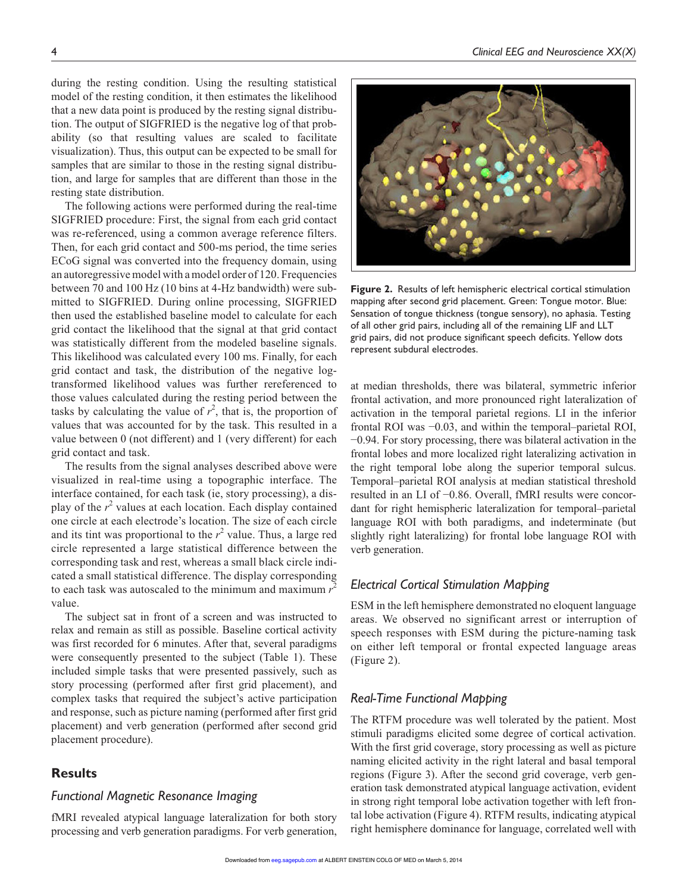during the resting condition. Using the resulting statistical model of the resting condition, it then estimates the likelihood that a new data point is produced by the resting signal distribution. The output of SIGFRIED is the negative log of that probability (so that resulting values are scaled to facilitate visualization). Thus, this output can be expected to be small for samples that are similar to those in the resting signal distribution, and large for samples that are different than those in the resting state distribution.

The following actions were performed during the real-time SIGFRIED procedure: First, the signal from each grid contact was re-referenced, using a common average reference filters. Then, for each grid contact and 500-ms period, the time series ECoG signal was converted into the frequency domain, using an autoregressive model with a model order of 120. Frequencies between 70 and 100 Hz (10 bins at 4-Hz bandwidth) were submitted to SIGFRIED. During online processing, SIGFRIED then used the established baseline model to calculate for each grid contact the likelihood that the signal at that grid contact was statistically different from the modeled baseline signals. This likelihood was calculated every 100 ms. Finally, for each grid contact and task, the distribution of the negative log-transformed likelihood values was further rereferenced to those values calculated during the resting period between the tasks by calculating the value of $r^2$, that is, the proportion of values that was accounted for by the task. This resulted in a value between 0 (not different) and 1 (very different) for each grid contact and task.

The results from the signal analyses described above were visualized in real-time using a topographic interface. The interface contained, for each task (ie, story processing), a display of the $r^2$ values at each location. Each display contained one circle at each electrode's location. The size of each circle and its tint was proportional to the $r^2$ value. Thus, a large red circle represented a large statistical difference between the corresponding task and rest, whereas a small black circle indicated a small statistical difference. The display corresponding to each task was autoscaled to the minimum and maximum $r^2$ value.

The subject sat in front of a screen and was instructed to relax and remain as still as possible. Baseline cortical activity was first recorded for 6 minutes. After that, several paradigms were consequently presented to the subject (Table 1). These included simple tasks that were presented passively, such as story processing (performed after first grid placement), and complex tasks that required the subject's active participation and response, such as picture naming (performed after first grid placement) and verb generation (performed after second grid placement procedure).

## Results

### *Functional Magnetic Resonance Imaging*

fMRI revealed atypical language lateralization for both story processing and verb generation paradigms. For verb generation, at median thresholds, there was bilateral, symmetric inferior frontal activation, and more pronounced right lateralization of activation in the temporal parietal regions. LI in the inferior frontal ROI was −0.03, and within the temporal–parietal ROI, −0.94. For story processing, there was bilateral activation in the frontal lobes and more localized right lateralizing activation in the right temporal lobe along the superior temporal sulcus. Temporal–parietal ROI analysis at median statistical threshold resulted in an LI of −0.86. Overall, fMRI results were concordant for right hemispheric lateralization for temporal–parietal language ROI with both paradigms, and indeterminate (but slightly right lateralizing) for frontal lobe language ROI with verb generation.

**Figure 2.** Results of left hemispheric electrical cortical stimulation mapping after second grid placement. Green: Tongue motor. Blue: Sensation of tongue thickness (tongue sensory), no aphasia. Testing of all other grid pairs, including all of the remaining LIF and LLT grid pairs, did not produce significant speech deficits. Yellow dots represent subdural electrodes.

### *Electrical Cortical Stimulation Mapping*

ESM in the left hemisphere demonstrated no eloquent language areas. We observed no significant arrest or interruption of speech responses with ESM during the picture-naming task on either left temporal or frontal expected language areas (Figure 2).

### *Real-Time Functional Mapping*

The RTFM procedure was well tolerated by the patient. Most stimuli paradigms elicited some degree of cortical activation. With the first grid coverage, story processing as well as picture naming elicited activity in the right lateral and basal temporal regions (Figure 3). After the second grid coverage, verb generation task demonstrated atypical language activation, evident in strong right temporal lobe activation together with left frontal lobe activation (Figure 4). RTFM results, indicating atypical right hemisphere dominance for language, correlated well with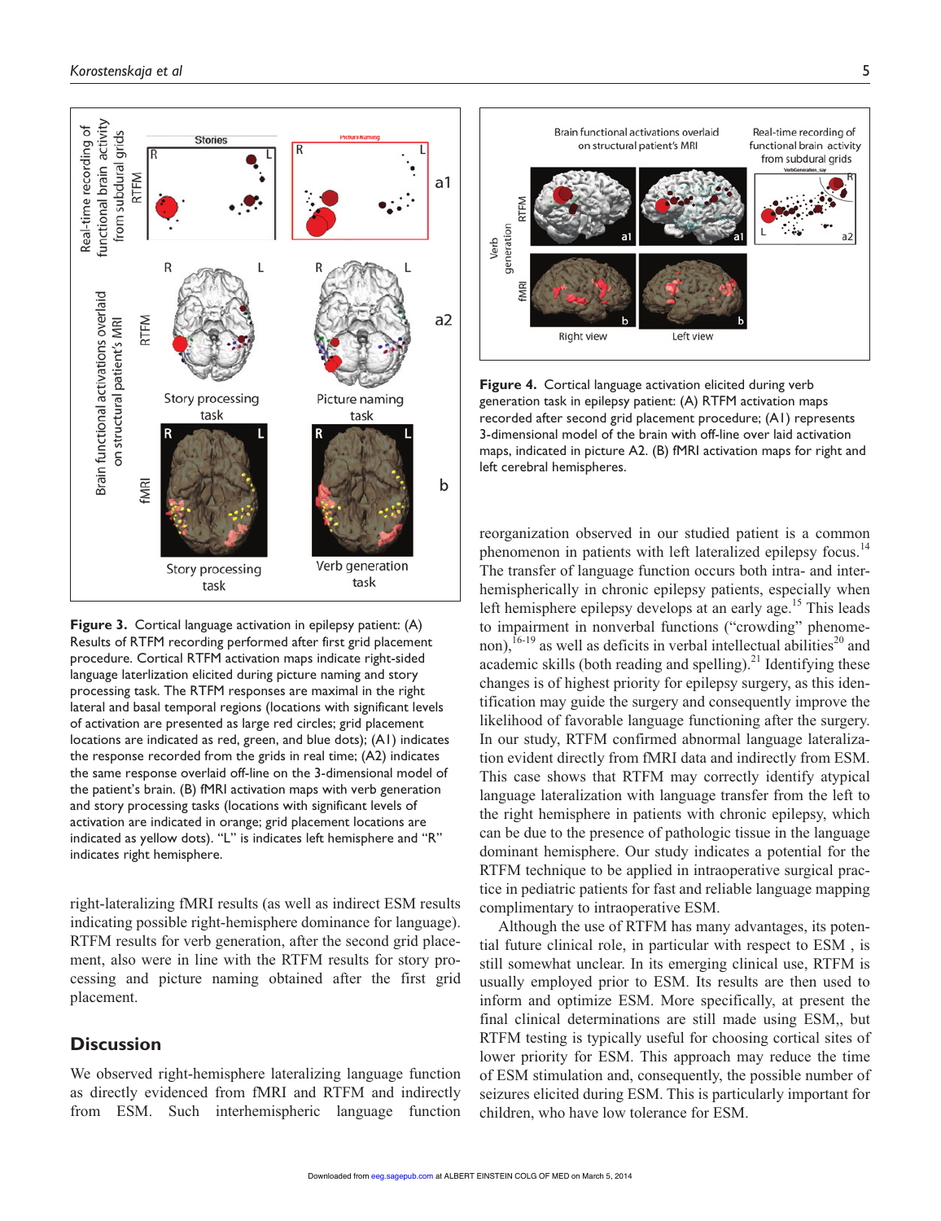**Figure 3.** Cortical language activation in epilepsy patient: (A) Results of RTFM recording performed after first grid placement procedure. Cortical RTFM activation maps indicate right-sided language laterlization elicited during picture naming and story processing task. The RTFM responses are maximal in the right lateral and basal temporal regions (locations with significant levels of activation are presented as large red circles; grid placement locations are indicated as red, green, and blue dots); (A1) indicates the response recorded from the grids in real time; (A2) indicates the same response overlaid off-line on the 3-dimensional model of the patient's brain. (B) fMRI activation maps with verb generation and story processing tasks (locations with significant levels of activation are indicated in orange; grid placement locations are indicated as yellow dots). "L" is indicates left hemisphere and "R" indicates right hemisphere.

**Figure 4.** Cortical language activation elicited during verb generation task in epilepsy patient: (A) RTFM activation maps recorded after second grid placement procedure; (A1) represents 3-dimensional model of the brain with off-line over laid activation maps, indicated in picture A2. (B) fMRI activation maps for right and left cerebral hemispheres.

right-lateralizing fMRI results (as well as indirect ESM results indicating possible right-hemisphere dominance for language). RTFM results for verb generation, after the second grid placement, also were in line with the RTFM results for story processing and picture naming obtained after the first grid placement.

## Discussion

We observed right-hemisphere lateralizing language function as directly evidenced from fMRI and RTFM and indirectly from ESM. Such interhemispheric language function reorganization observed in our studied patient is a common phenomenon in patients with left lateralized epilepsy focus.[14] The transfer of language function occurs both intra- and interhemispherically in chronic epilepsy patients, especially when left hemisphere epilepsy develops at an early age.[15] This leads to impairment in nonverbal functions ("crowding" phenomenon),[16-19] as well as deficits in verbal intellectual abilities[20] and academic skills (both reading and spelling).[21] Identifying these changes is of highest priority for epilepsy surgery, as this identification may guide the surgery and consequently improve the likelihood of favorable language functioning after the surgery. In our study, RTFM confirmed abnormal language lateralization evident directly from fMRI data and indirectly from ESM. This case shows that RTFM may correctly identify atypical language lateralization with language transfer from the left to the right hemisphere in patients with chronic epilepsy, which can be due to the presence of pathologic tissue in the language dominant hemisphere. Our study indicates a potential for the RTFM technique to be applied in intraoperative surgical practice in pediatric patients for fast and reliable language mapping complimentary to intraoperative ESM.

Although the use of RTFM has many advantages, its potential future clinical role, in particular with respect to ESM , is still somewhat unclear. In its emerging clinical use, RTFM is usually employed prior to ESM. Its results are then used to inform and optimize ESM. More specifically, at present the final clinical determinations are still made using ESM,, but RTFM testing is typically useful for choosing cortical sites of lower priority for ESM. This approach may reduce the time of ESM stimulation and, consequently, the possible number of seizures elicited during ESM. This is particularly important for children, who have low tolerance for ESM.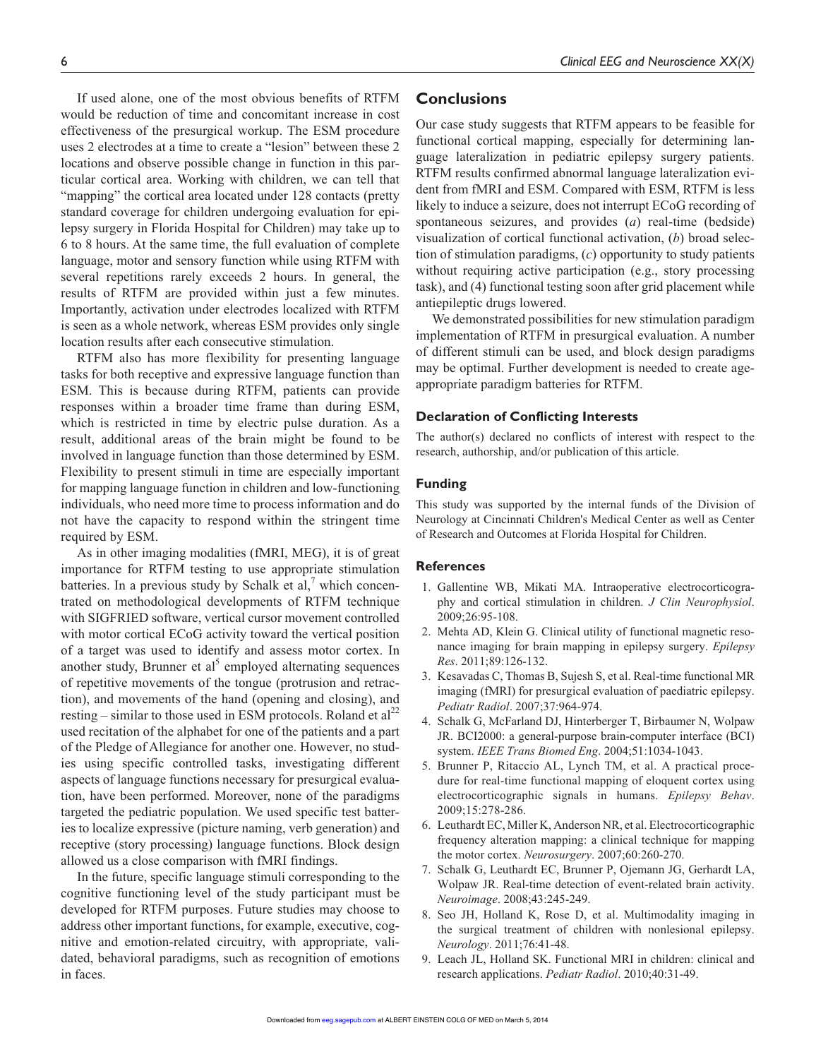If used alone, one of the most obvious benefits of RTFM would be reduction of time and concomitant increase in cost effectiveness of the presurgical workup. The ESM procedure uses 2 electrodes at a time to create a "lesion" between these 2 locations and observe possible change in function in this particular cortical area. Working with children, we can tell that "mapping" the cortical area located under 128 contacts (pretty standard coverage for children undergoing evaluation for epilepsy surgery in Florida Hospital for Children) may take up to 6 to 8 hours. At the same time, the full evaluation of complete language, motor and sensory function while using RTFM with several repetitions rarely exceeds 2 hours. In general, the results of RTFM are provided within just a few minutes. Importantly, activation under electrodes localized with RTFM is seen as a whole network, whereas ESM provides only single location results after each consecutive stimulation.

RTFM also has more flexibility for presenting language tasks for both receptive and expressive language function than ESM. This is because during RTFM, patients can provide responses within a broader time frame than during ESM, which is restricted in time by electric pulse duration. As a result, additional areas of the brain might be found to be involved in language function than those determined by ESM. Flexibility to present stimuli in time are especially important for mapping language function in children and low-functioning individuals, who need more time to process information and do not have the capacity to respond within the stringent time required by ESM.

As in other imaging modalities (fMRI, MEG), it is of great importance for RTFM testing to use appropriate stimulation batteries. In a previous study by Schalk et al,[7] which concentrated on methodological developments of RTFM technique with SIGFRIED software, vertical cursor movement controlled with motor cortical ECoG activity toward the vertical position of a target was used to identify and assess motor cortex. In another study, Brunner et al[5] employed alternating sequences of repetitive movements of the tongue (protrusion and retraction), and movements of the hand (opening and closing), and resting – similar to those used in ESM protocols. Roland et al[22] used recitation of the alphabet for one of the patients and a part of the Pledge of Allegiance for another one. However, no studies using specific controlled tasks, investigating different aspects of language functions necessary for presurgical evaluation, have been performed. Moreover, none of the paradigms targeted the pediatric population. We used specific test batteries to localize expressive (picture naming, verb generation) and receptive (story processing) language functions. Block design allowed us a close comparison with fMRI findings.

In the future, specific language stimuli corresponding to the cognitive functioning level of the study participant must be developed for RTFM purposes. Future studies may choose to address other important functions, for example, executive, cognitive and emotion-related circuitry, with appropriate, validated, behavioral paradigms, such as recognition of emotions in faces.

## Conclusions

Our case study suggests that RTFM appears to be feasible for functional cortical mapping, especially for determining language lateralization in pediatric epilepsy surgery patients. RTFM results confirmed abnormal language lateralization evident from fMRI and ESM. Compared with ESM, RTFM is less likely to induce a seizure, does not interrupt ECoG recording of spontaneous seizures, and provides (*a*) real-time (bedside) visualization of cortical functional activation, (*b*) broad selection of stimulation paradigms, (*c*) opportunity to study patients without requiring active participation (e.g., story processing task), and (4) functional testing soon after grid placement while antiepileptic drugs lowered.

We demonstrated possibilities for new stimulation paradigm implementation of RTFM in presurgical evaluation. A number of different stimuli can be used, and block design paradigms may be optimal. Further development is needed to create age-appropriate paradigm batteries for RTFM.

### Declaration of Conflicting Interests

The author(s) declared no conflicts of interest with respect to the research, authorship, and/or publication of this article.

### Funding

This study was supported by the internal funds of the Division of Neurology at Cincinnati Children's Medical Center as well as Center of Research and Outcomes at Florida Hospital for Children.

### References

1. Gallentine WB, Mikati MA. Intraoperative electrocorticography and cortical stimulation in children. *J Clin Neurophysiol*. 2009;26:95-108.
2. Mehta AD, Klein G. Clinical utility of functional magnetic resonance imaging for brain mapping in epilepsy surgery. *Epilepsy Res*. 2011;89:126-132.
3. Kesavadas C, Thomas B, Sujesh S, et al. Real-time functional MR imaging (fMRI) for presurgical evaluation of paediatric epilepsy. *Pediatr Radiol*. 2007;37:964-974.
4. Schalk G, McFarland DJ, Hinterberger T, Birbaumer N, Wolpaw JR. BCI2000: a general-purpose brain-computer interface (BCI) system. *IEEE Trans Biomed Eng*. 2004;51:1034-1043.
5. Brunner P, Ritaccio AL, Lynch TM, et al. A practical procedure for real-time functional mapping of eloquent cortex using electrocorticographic signals in humans. *Epilepsy Behav*. 2009;15:278-286.
6. Leuthardt EC, Miller K, Anderson NR, et al. Electrocorticographic frequency alteration mapping: a clinical technique for mapping the motor cortex. *Neurosurgery*. 2007;60:260-270.
7. Schalk G, Leuthardt EC, Brunner P, Ojemann JG, Gerhardt LA, Wolpaw JR. Real-time detection of event-related brain activity. *Neuroimage*. 2008;43:245-249.
8. Seo JH, Holland K, Rose D, et al. Multimodality imaging in the surgical treatment of children with nonlesional epilepsy. *Neurology*. 2011;76:41-48.
9. Leach JL, Holland SK. Functional MRI in children: clinical and research applications. *Pediatr Radiol*. 2010;40:31-49.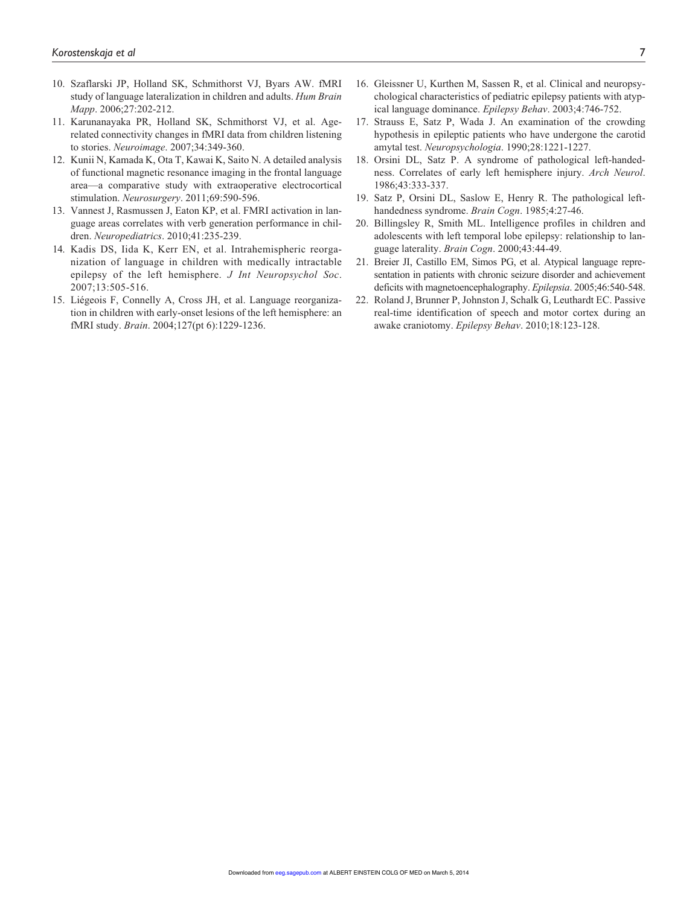10. Szaflarski JP, Holland SK, Schmithorst VJ, Byars AW. fMRI study of language lateralization in children and adults. *Hum Brain Mapp*. 2006;27:202-212.
11. Karunanayaka PR, Holland SK, Schmithorst VJ, et al. Age-related connectivity changes in fMRI data from children listening to stories. *Neuroimage*. 2007;34:349-360.
12. Kunii N, Kamada K, Ota T, Kawai K, Saito N. A detailed analysis of functional magnetic resonance imaging in the frontal language area—a comparative study with extraoperative electrocortical stimulation. *Neurosurgery*. 2011;69:590-596.
13. Vannest J, Rasmussen J, Eaton KP, et al. FMRI activation in language areas correlates with verb generation performance in children. *Neuropediatrics*. 2010;41:235-239.
14. Kadis DS, Iida K, Kerr EN, et al. Intrahemispheric reorganization of language in children with medically intractable epilepsy of the left hemisphere. *J Int Neuropsychol Soc*. 2007;13:505-516.
15. Liégeois F, Connelly A, Cross JH, et al. Language reorganization in children with early-onset lesions of the left hemisphere: an fMRI study. *Brain*. 2004;127(pt 6):1229-1236.
16. Gleissner U, Kurthen M, Sassen R, et al. Clinical and neuropsychological characteristics of pediatric epilepsy patients with atypical language dominance. *Epilepsy Behav*. 2003;4:746-752.
17. Strauss E, Satz P, Wada J. An examination of the crowding hypothesis in epileptic patients who have undergone the carotid amytal test. *Neuropsychologia*. 1990;28:1221-1227.
18. Orsini DL, Satz P. A syndrome of pathological left-handedness. Correlates of early left hemisphere injury. *Arch Neurol*. 1986;43:333-337.
19. Satz P, Orsini DL, Saslow E, Henry R. The pathological left-handedness syndrome. *Brain Cogn*. 1985;4:27-46.
20. Billingsley R, Smith ML. Intelligence profiles in children and adolescents with left temporal lobe epilepsy: relationship to language laterality. *Brain Cogn*. 2000;43:44-49.
21. Breier JI, Castillo EM, Simos PG, et al. Atypical language representation in patients with chronic seizure disorder and achievement deficits with magnetoencephalography. *Epilepsia*. 2005;46:540-548.
22. Roland J, Brunner P, Johnston J, Schalk G, Leuthardt EC. Passive real-time identification of speech and motor cortex during an awake craniotomy. *Epilepsy Behav*. 2010;18:123-128.